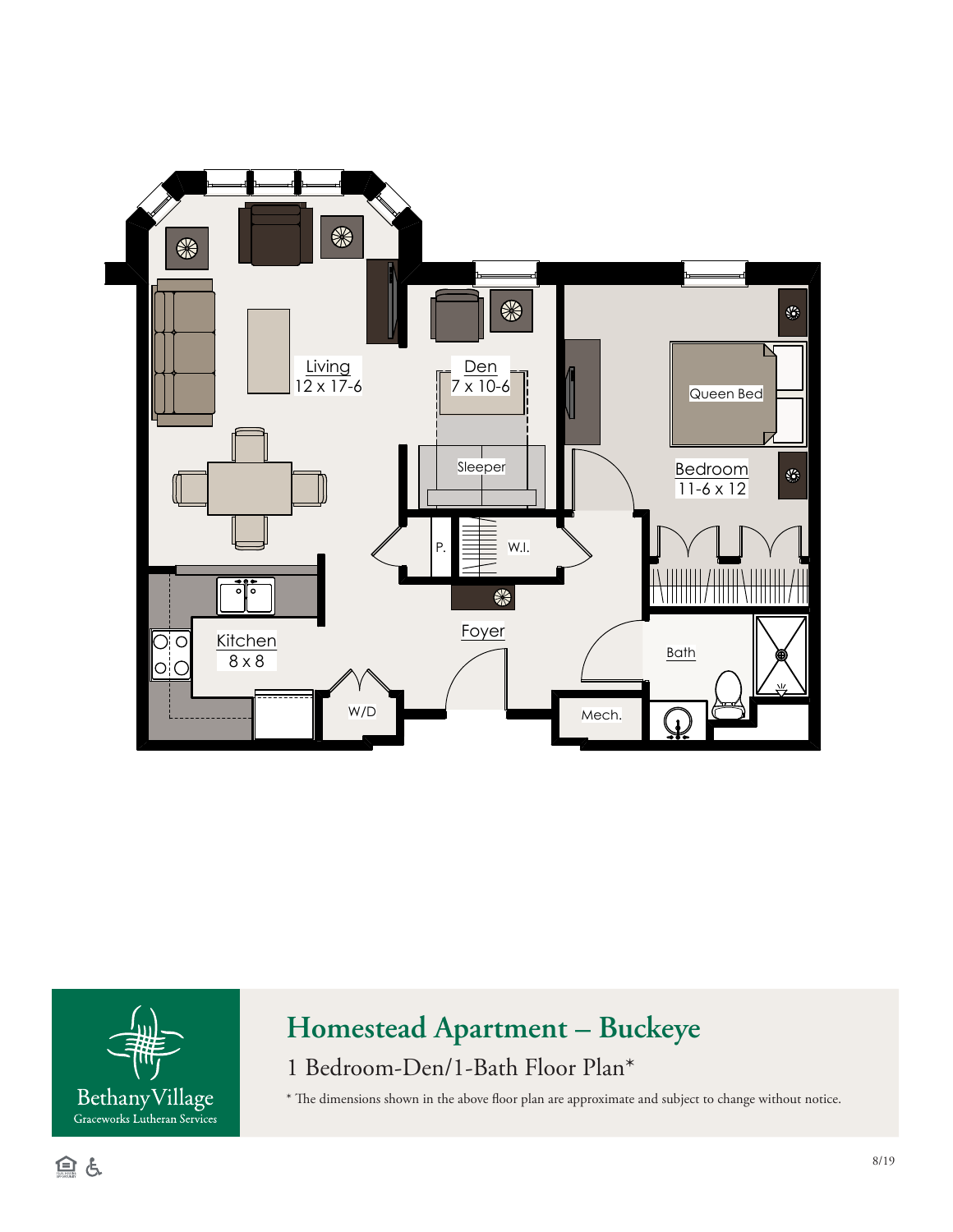Living
12 x 17-6

Den
7 x 10-6

Sleeper

Queen Bed

Bedroom
11-6 x 12

P.

W.I.

Kitchen
8 x 8

Foyer

W/D

Mech.

Bath

Bethany Village
Graceworks Lutheran Services

# Homestead Apartment – Buckeye

## 1 Bedroom-Den/1-Bath Floor Plan*

* The dimensions shown in the above floor plan are approximate and subject to change without notice.

8/19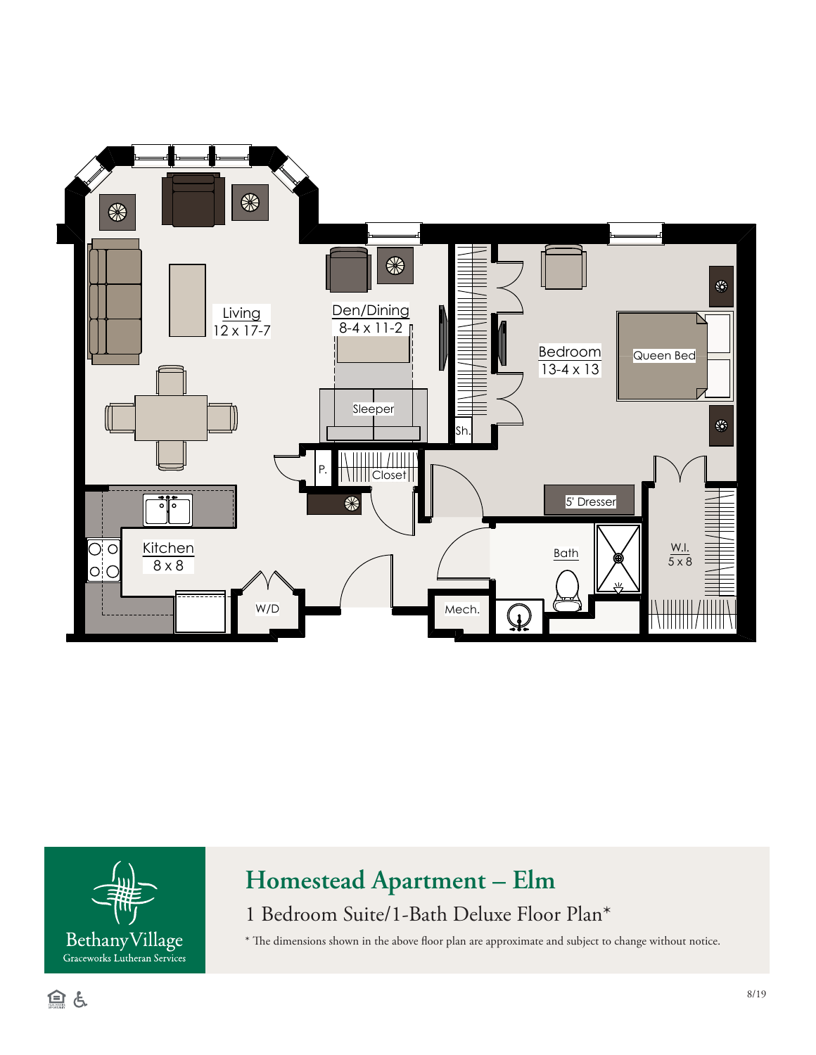Living
12 x 17-7

Den/Dining
8-4 x 11-2

Sleeper

Bedroom
13-4 x 13

Queen Bed

Sh.

P.

Closet

5' Dresser

Kitchen
8 x 8

W/D

Mech.

Bath

W.I.
5 x 8

Bethany Village
Graceworks Lutheran Services

# Homestead Apartment – Elm

## 1 Bedroom Suite/1-Bath Deluxe Floor Plan*

* The dimensions shown in the above floor plan are approximate and subject to change without notice.

8/19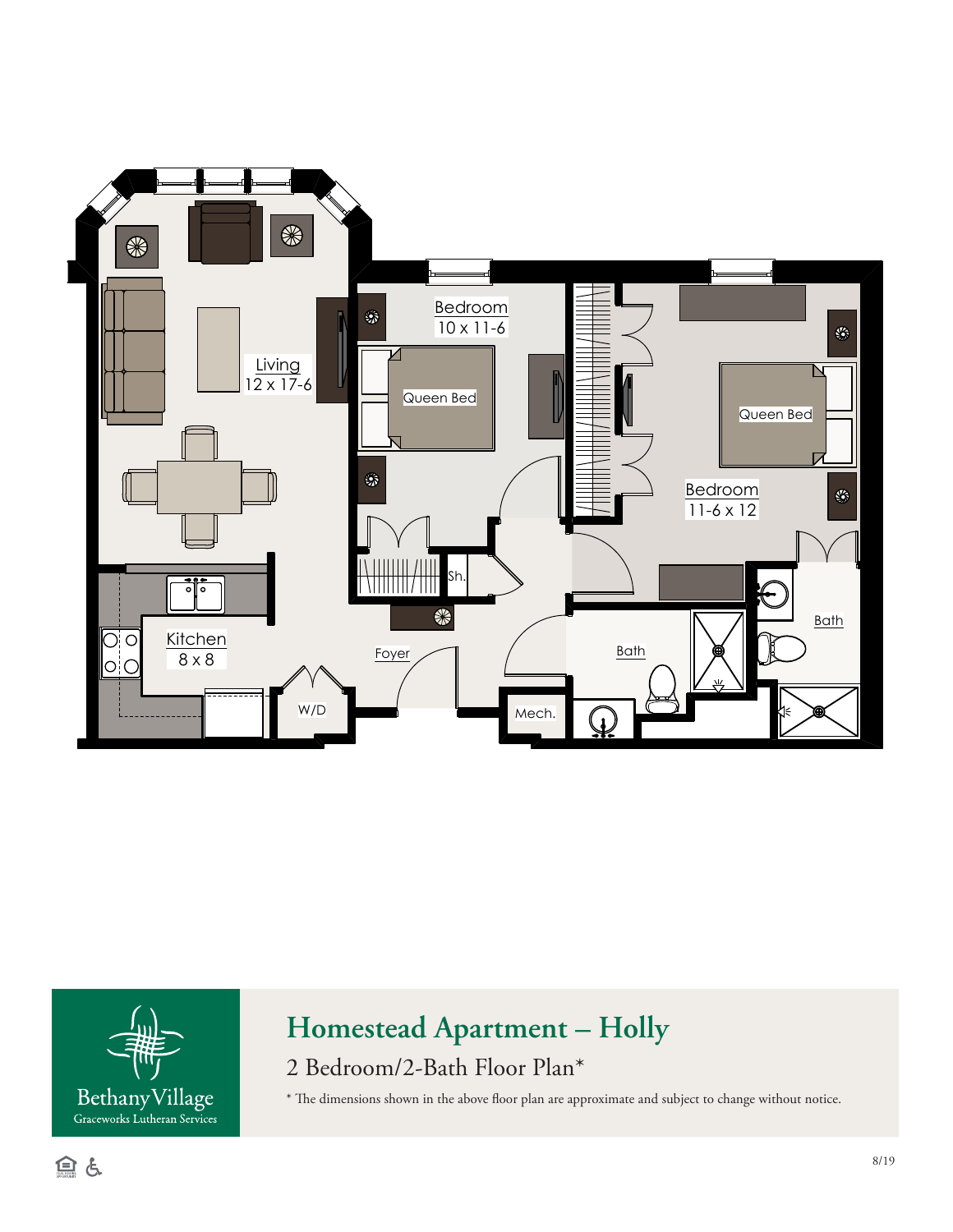Living
12 x 17-6

Bedroom
10 x 11-6

Queen Bed

Bedroom
11-6 x 12

Queen Bed

Sh.

Kitchen
8 x 8

Foyer

W/D

Mech.

Bath

Bath

Bethany Village
Graceworks Lutheran Services

# Homestead Apartment – Holly

## 2 Bedroom/2-Bath Floor Plan*

* The dimensions shown in the above floor plan are approximate and subject to change without notice.

8/19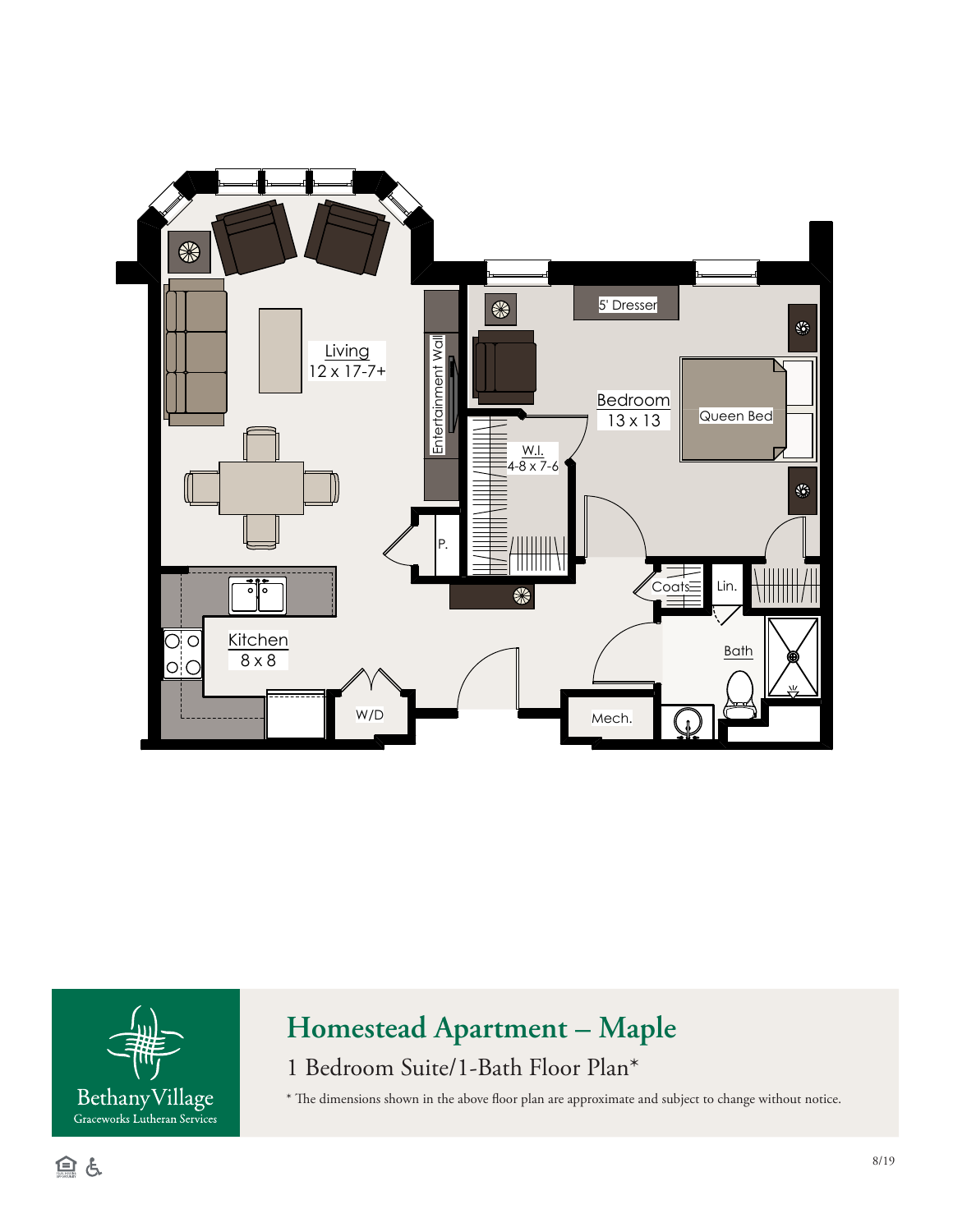Living
12 x 17-7+

Entertainment Wall

5' Dresser

Bedroom
13 x 13

Queen Bed

W.I.
4-8 x 7-6

P.

Coats

Lin.

Kitchen
8 x 8

Bath

W/D

Mech.

# Homestead Apartment – Maple

## 1 Bedroom Suite/1-Bath Floor Plan*

* The dimensions shown in the above floor plan are approximate and subject to change without notice.

Bethany Village
Graceworks Lutheran Services

8/19